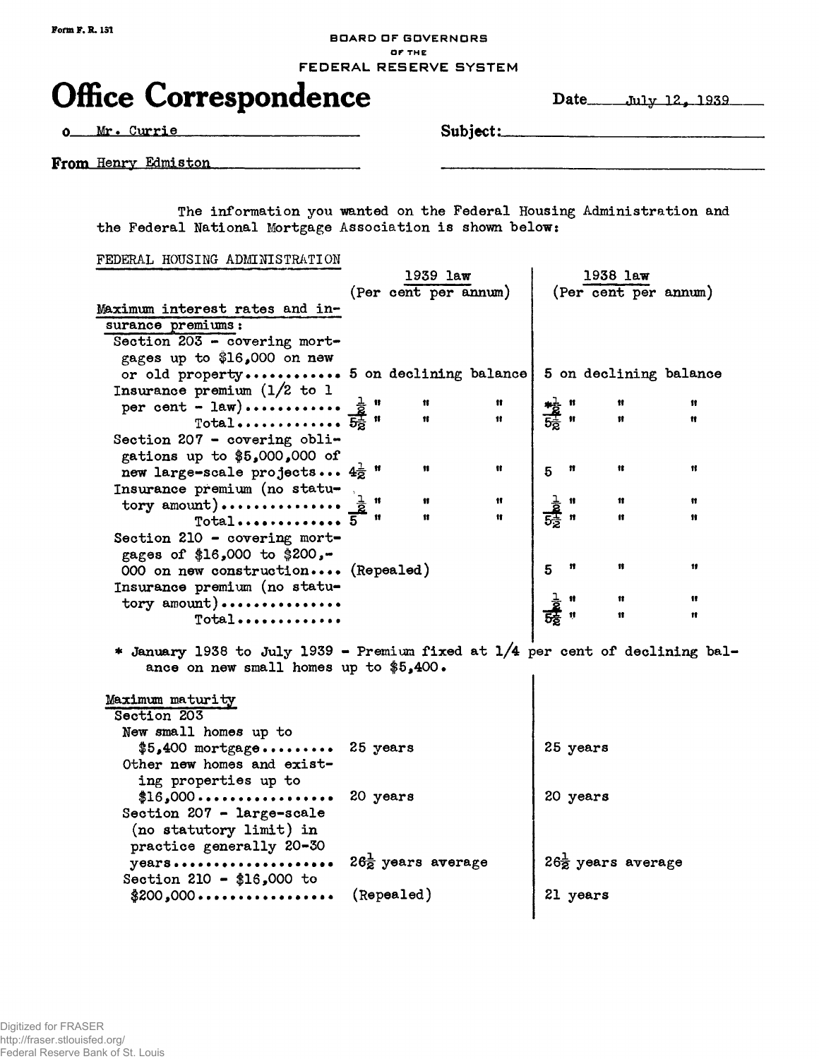Form F. R. 131

BOARD OF GOVERNORS
OF THE
FEDERAL RESERVE SYSTEM

# Office Correspondence

Date July 12, 1939

o Mr. Currie

Subject:

From Henry Edmiston

The information you wanted on the Federal Housing Administration and the Federal National Mortgage Association is shown below:

FEDERAL HOUSING ADMINISTRATION

| | 1939 law (Per cent per annum) | 1938 law (Per cent per annum) |
|---|---|---|
| Maximum interest rates and insurance premiums: | | |
| Section 203 - covering mortgages up to $16,000 on new or old property............ | 5 on declining balance | 5 on declining balance |
| Insurance premium (1/2 to 1 per cent - law)............ | ½ " " " | *½ " " " |
| Total............. | 5½ " " " | 5½ " " " |
| Section 207 - covering obligations up to $5,000,000 of new large-scale projects... | 4½ " " " | 5 " " " |
| Insurance premium (no statutory amount)............... | ½ " " " | ½ " " " |
| Total............. | 5 " " " | 5½ " " " |
| Section 210 - covering mortgages of $16,000 to $200,000 on new construction.... | (Repealed) | 5 " " " |
| Insurance premium (no statutory amount)............... | | ½ " " " |
| Total............. | | 5½ " " " |

\* January 1938 to July 1939 - Premium fixed at 1/4 per cent of declining balance on new small homes up to $5,400.

| | 1939 law | 1938 law |
|---|---|---|
| Maximum maturity | | |
| Section 203 | | |
| New small homes up to $5,400 mortgage......... | 25 years | 25 years |
| Other new homes and existing properties up to $16,000................. | 20 years | 20 years |
| Section 207 - large-scale (no statutory limit) in practice generally 20-30 years.................... | 26½ years average | 26½ years average |
| Section 210 - $16,000 to $200,000................. | (Repealed) | 21 years |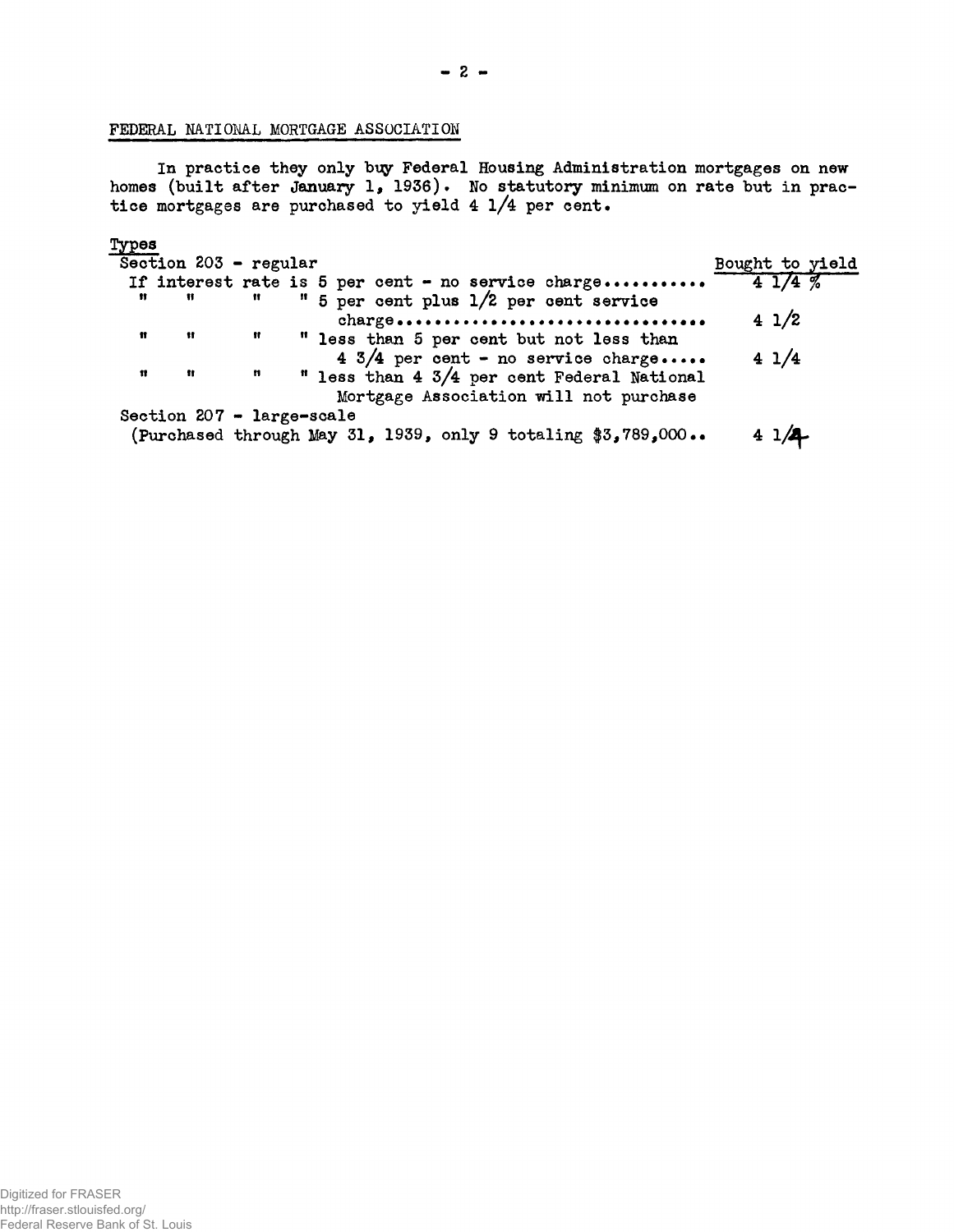## FEDERAL NATIONAL MORTGAGE ASSOCIATION

In practice they only buy Federal Housing Administration mortgages on new homes (built after January 1, 1936). No statutory minimum on rate but in practice mortgages are purchased to yield 4 1/4 per cent.

Types

| Section 203 - regular | Bought to yield |
|---|---|
| If interest rate is 5 per cent - no service charge........... | 4 1/4 % |
| " " " " 5 per cent plus 1/2 per cent service charge.................................. | 4 1/2 |
| " " " " less than 5 per cent but not less than 4 3/4 per cent - no service charge..... | 4 1/4 |
| " " " " less than 4 3/4 per cent Federal National Mortgage Association will not purchase | |
| Section 207 - large-scale | |
| (Purchased through May 31, 1939, only 9 totaling $3,789,000.. | 4 1/4 |